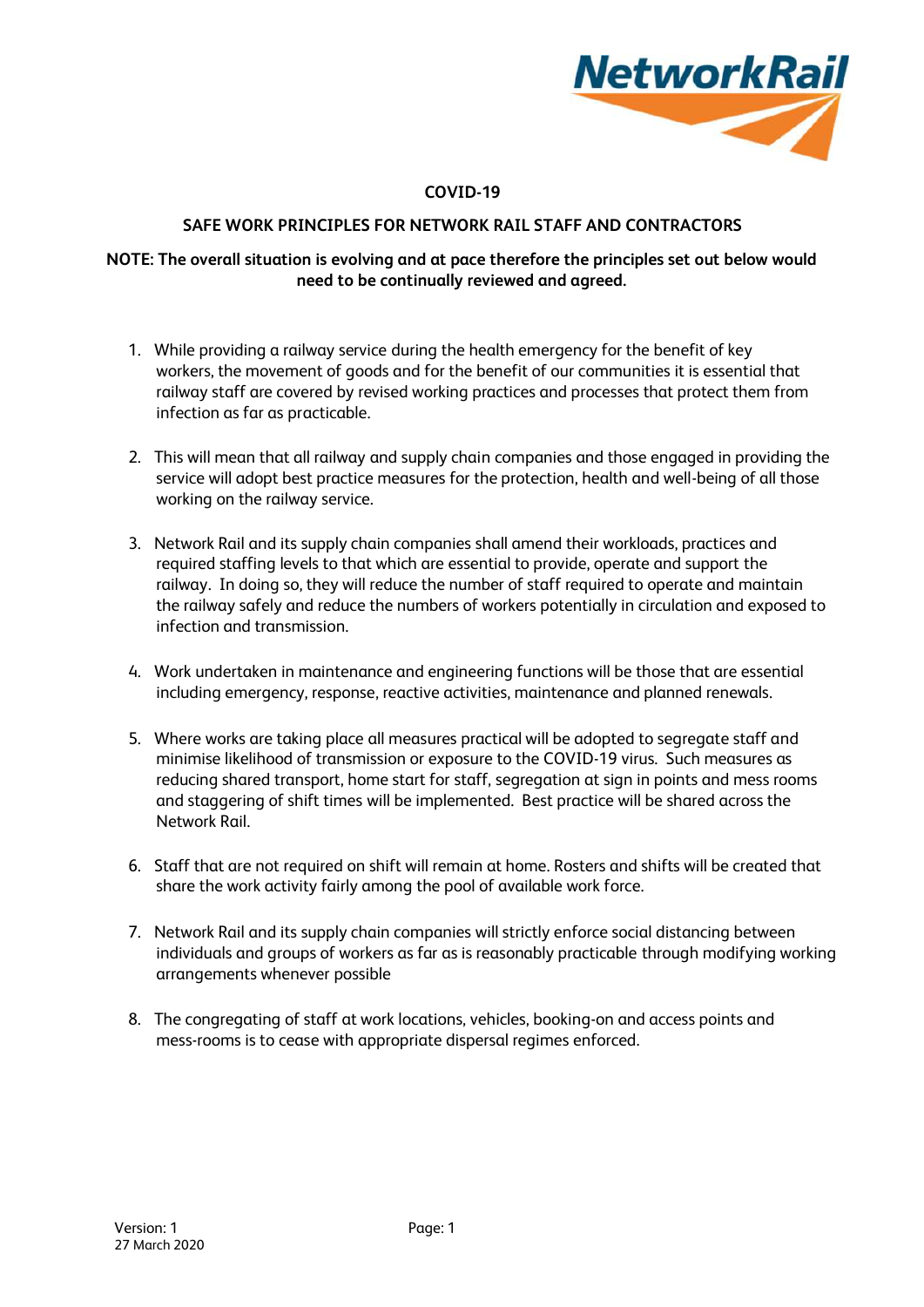# COVID-19

## SAFE WORK PRINCIPLES FOR NETWORK RAIL STAFF AND CONTRACTORS

**NOTE: The overall situation is evolving and at pace therefore the principles set out below would need to be continually reviewed and agreed.**

1. While providing a railway service during the health emergency for the benefit of key workers, the movement of goods and for the benefit of our communities it is essential that railway staff are covered by revised working practices and processes that protect them from infection as far as practicable.

2. This will mean that all railway and supply chain companies and those engaged in providing the service will adopt best practice measures for the protection, health and well-being of all those working on the railway service.

3. Network Rail and its supply chain companies shall amend their workloads, practices and required staffing levels to that which are essential to provide, operate and support the railway. In doing so, they will reduce the number of staff required to operate and maintain the railway safely and reduce the numbers of workers potentially in circulation and exposed to infection and transmission.

4. Work undertaken in maintenance and engineering functions will be those that are essential including emergency, response, reactive activities, maintenance and planned renewals.

5. Where works are taking place all measures practical will be adopted to segregate staff and minimise likelihood of transmission or exposure to the COVID-19 virus. Such measures as reducing shared transport, home start for staff, segregation at sign in points and mess rooms and staggering of shift times will be implemented. Best practice will be shared across the Network Rail.

6. Staff that are not required on shift will remain at home. Rosters and shifts will be created that share the work activity fairly among the pool of available work force.

7. Network Rail and its supply chain companies will strictly enforce social distancing between individuals and groups of workers as far as is reasonably practicable through modifying working arrangements whenever possible

8. The congregating of staff at work locations, vehicles, booking-on and access points and mess-rooms is to cease with appropriate dispersal regimes enforced.

Version: 1
27 March 2020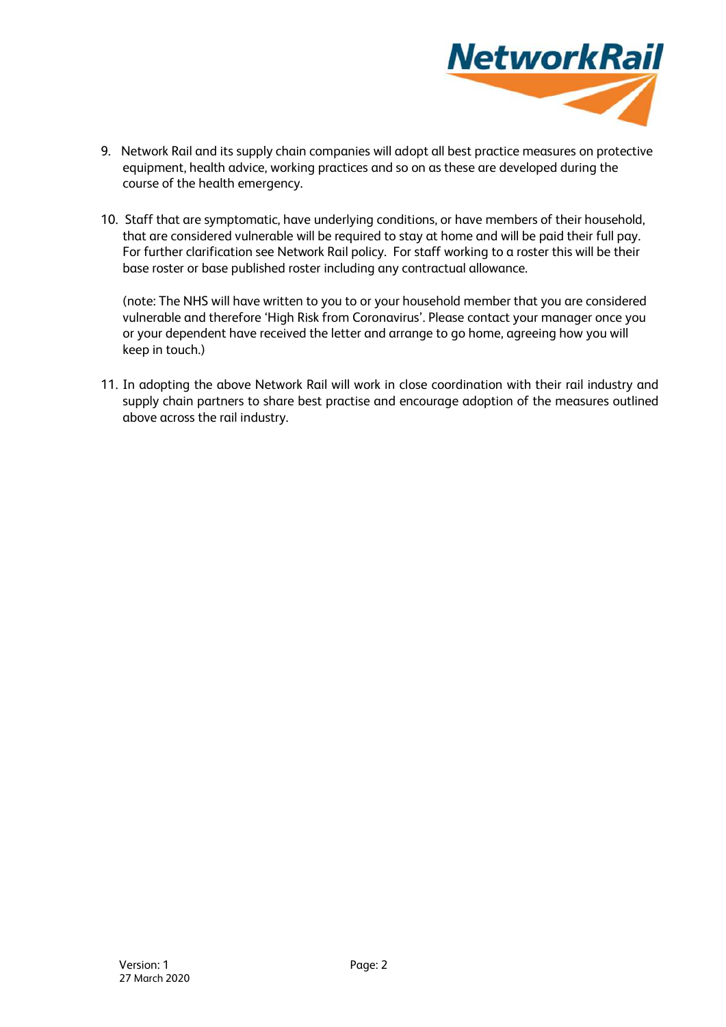9. Network Rail and its supply chain companies will adopt all best practice measures on protective equipment, health advice, working practices and so on as these are developed during the course of the health emergency.

10. Staff that are symptomatic, have underlying conditions, or have members of their household, that are considered vulnerable will be required to stay at home and will be paid their full pay. For further clarification see Network Rail policy. For staff working to a roster this will be their base roster or base published roster including any contractual allowance.

    (note: The NHS will have written to you to or your household member that you are considered vulnerable and therefore 'High Risk from Coronavirus'. Please contact your manager once you or your dependent have received the letter and arrange to go home, agreeing how you will keep in touch.)

11. In adopting the above Network Rail will work in close coordination with their rail industry and supply chain partners to share best practise and encourage adoption of the measures outlined above across the rail industry.

Version: 1
27 March 2020